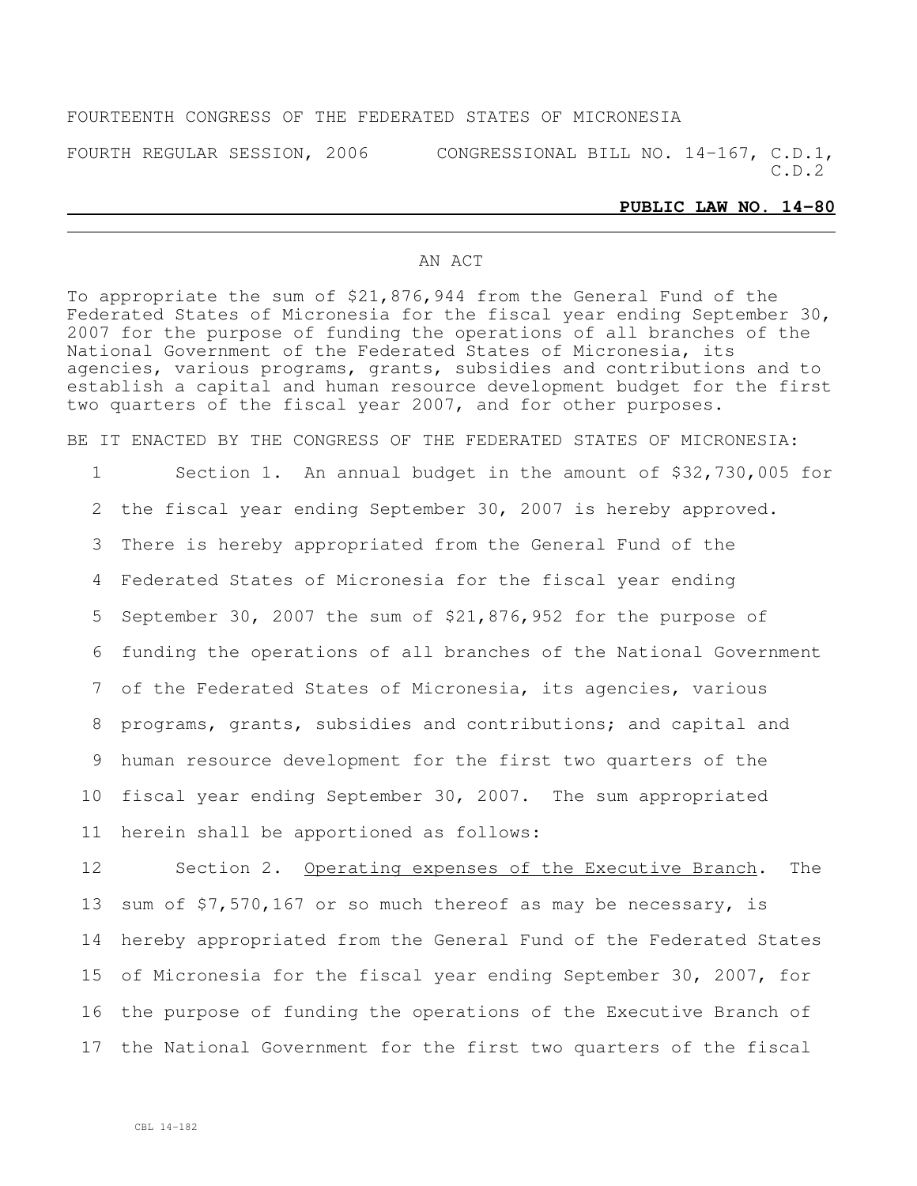FOURTEENTH CONGRESS OF THE FEDERATED STATES OF MICRONESIA

FOURTH REGULAR SESSION, 2006 CONGRESSIONAL BILL NO. 14-167, C.D.1, C.D.2

**PUBLIC LAW NO. 14-80**

AN ACT

To appropriate the sum of $21,876,944 from the General Fund of the Federated States of Micronesia for the fiscal year ending September 30, 2007 for the purpose of funding the operations of all branches of the National Government of the Federated States of Micronesia, its agencies, various programs, grants, subsidies and contributions and to establish a capital and human resource development budget for the first two quarters of the fiscal year 2007, and for other purposes.

BE IT ENACTED BY THE CONGRESS OF THE FEDERATED STATES OF MICRONESIA:

1 Section 1. An annual budget in the amount of $32,730,005 for
2 the fiscal year ending September 30, 2007 is hereby approved.
3 There is hereby appropriated from the General Fund of the
4 Federated States of Micronesia for the fiscal year ending
5 September 30, 2007 the sum of $21,876,952 for the purpose of
6 funding the operations of all branches of the National Government
7 of the Federated States of Micronesia, its agencies, various
8 programs, grants, subsidies and contributions; and capital and
9 human resource development for the first two quarters of the
10 fiscal year ending September 30, 2007. The sum appropriated
11 herein shall be apportioned as follows:

12 Section 2. Operating expenses of the Executive Branch. The
13 sum of $7,570,167 or so much thereof as may be necessary, is
14 hereby appropriated from the General Fund of the Federated States
15 of Micronesia for the fiscal year ending September 30, 2007, for
16 the purpose of funding the operations of the Executive Branch of
17 the National Government for the first two quarters of the fiscal

CBL 14-182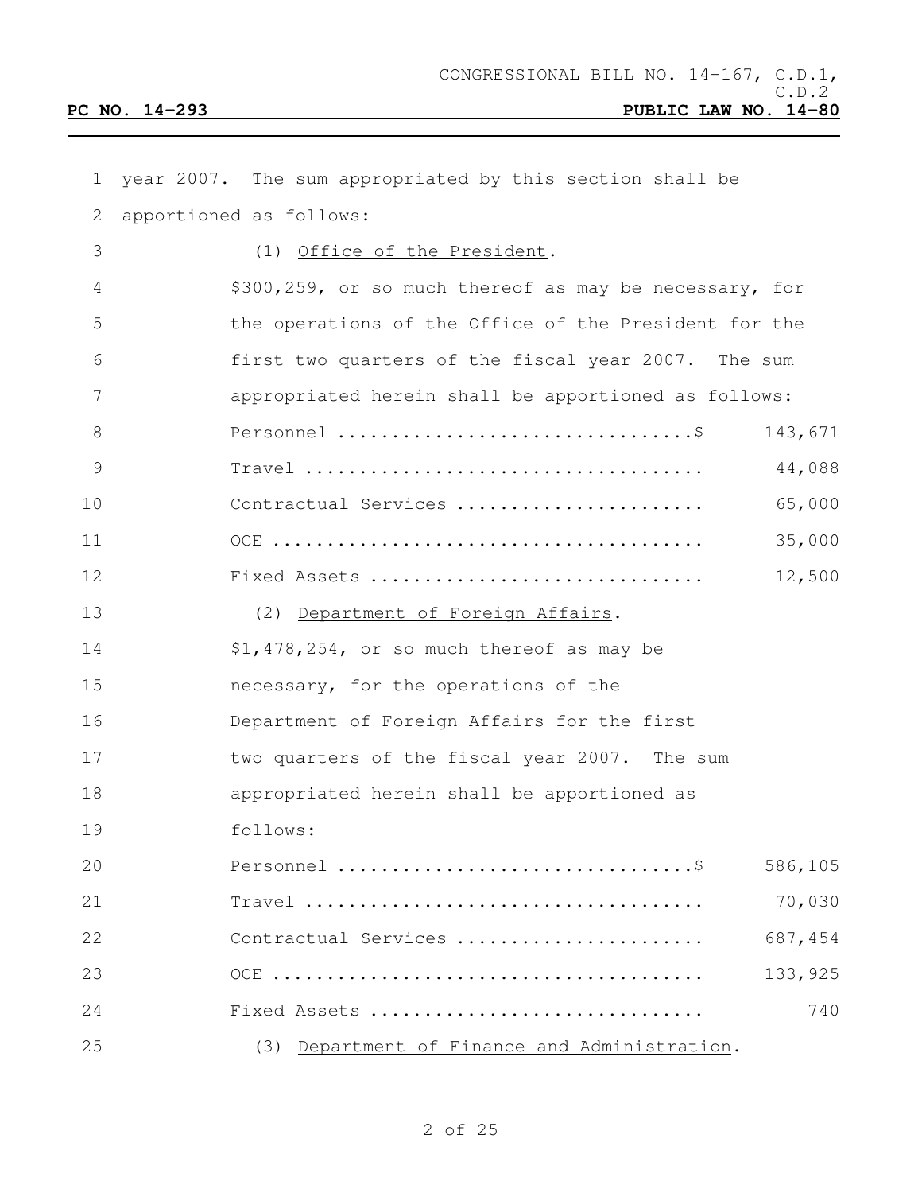year 2007. The sum appropriated by this section shall be apportioned as follows:

(1) Office of the President.

$300,259, or so much thereof as may be necessary, for the operations of the Office of the President for the first two quarters of the fiscal year 2007. The sum appropriated herein shall be apportioned as follows:

| | |
|---|---|
| Personnel ................................$ | 143,671 |
| Travel .................................... | 44,088 |
| Contractual Services ...................... | 65,000 |
| OCE ....................................... | 35,000 |
| Fixed Assets .............................. | 12,500 |

(2) Department of Foreign Affairs.

$1,478,254, or so much thereof as may be necessary, for the operations of the Department of Foreign Affairs for the first two quarters of the fiscal year 2007. The sum appropriated herein shall be apportioned as follows:

| | |
|---|---|
| Personnel ................................$ | 586,105 |
| Travel .................................... | 70,030 |
| Contractual Services ...................... | 687,454 |
| OCE ....................................... | 133,925 |
| Fixed Assets .............................. | 740 |

(3) Department of Finance and Administration.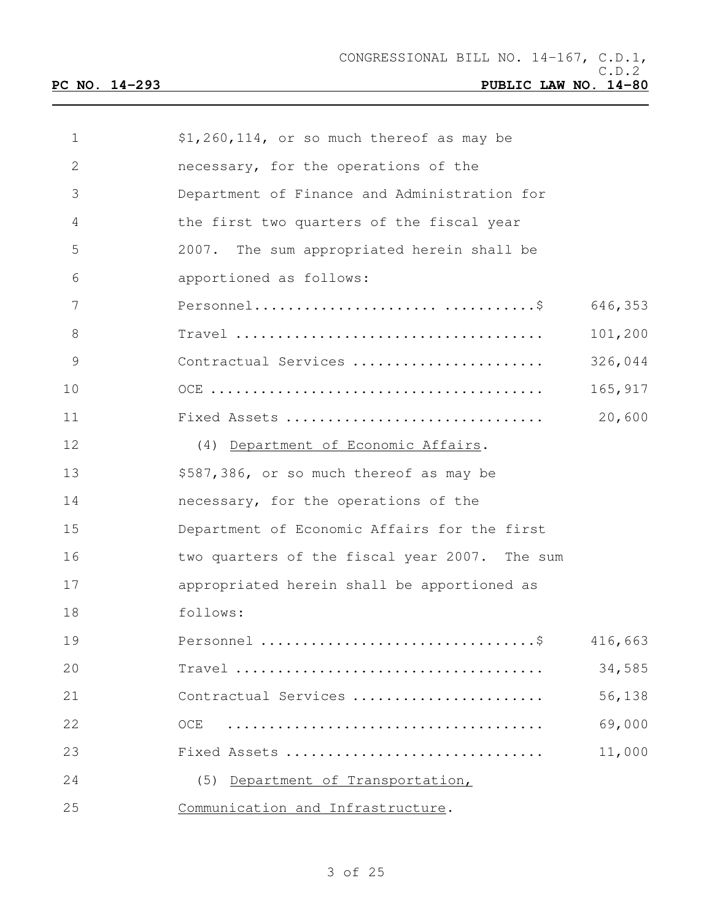$1,260,114, or so much thereof as may be necessary, for the operations of the Department of Finance and Administration for the first two quarters of the fiscal year 2007. The sum appropriated herein shall be apportioned as follows:

| | |
|---|---|
| Personnel.............................$ | 646,353 |
| Travel .................................... | 101,200 |
| Contractual Services ...................... | 326,044 |
| OCE ....................................... | 165,917 |
| Fixed Assets .............................. | 20,600 |

(4) Department of Economic Affairs.

$587,386, or so much thereof as may be necessary, for the operations of the Department of Economic Affairs for the first two quarters of the fiscal year 2007. The sum appropriated herein shall be apportioned as follows:

| | |
|---|---|
| Personnel ................................$ | 416,663 |
| Travel .................................... | 34,585 |
| Contractual Services ...................... | 56,138 |
| OCE ....................................... | 69,000 |
| Fixed Assets .............................. | 11,000 |

(5) Department of Transportation, Communication and Infrastructure.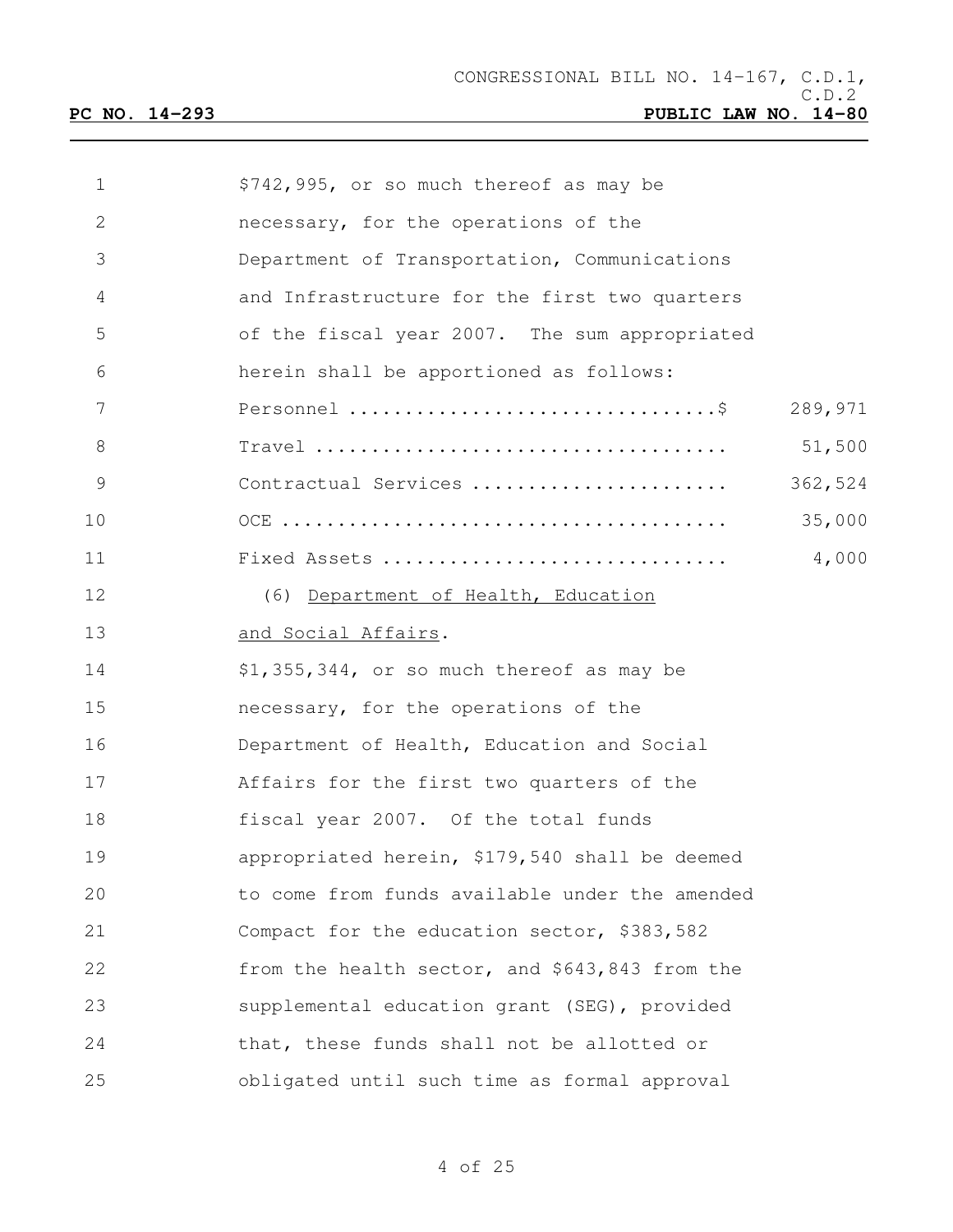$742,995, or so much thereof as may be necessary, for the operations of the Department of Transportation, Communications and Infrastructure for the first two quarters of the fiscal year 2007. The sum appropriated herein shall be apportioned as follows:

| | |
|---|---|
| Personnel ..................................$ | 289,971 |
| Travel ...................................... | 51,500 |
| Contractual Services ....................... | 362,524 |
| OCE ......................................... | 35,000 |
| Fixed Assets ............................... | 4,000 |

(6) Department of Health, Education and Social Affairs.

$1,355,344, or so much thereof as may be necessary, for the operations of the Department of Health, Education and Social Affairs for the first two quarters of the fiscal year 2007. Of the total funds appropriated herein, $179,540 shall be deemed to come from funds available under the amended Compact for the education sector, $383,582 from the health sector, and $643,843 from the supplemental education grant (SEG), provided that, these funds shall not be allotted or obligated until such time as formal approval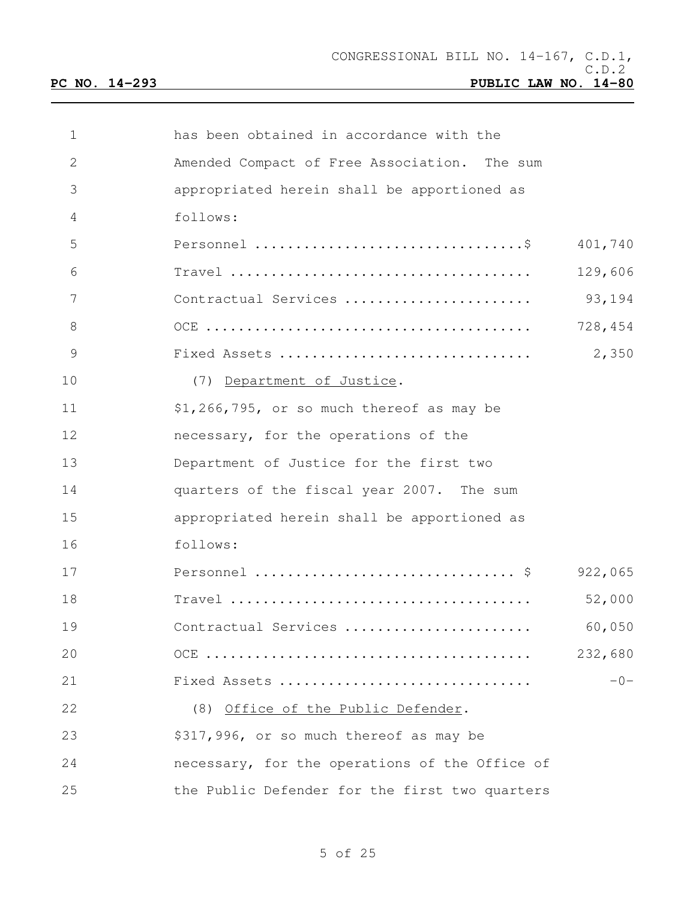has been obtained in accordance with the Amended Compact of Free Association. The sum appropriated herein shall be apportioned as follows:

| | |
|---|---|
| Personnel ................................$ | 401,740 |
| Travel .................................... | 129,606 |
| Contractual Services ...................... | 93,194 |
| OCE ....................................... | 728,454 |
| Fixed Assets .............................. | 2,350 |

(7) <u>Department of Justice</u>.

$1,266,795, or so much thereof as may be necessary, for the operations of the Department of Justice for the first two quarters of the fiscal year 2007. The sum appropriated herein shall be apportioned as follows:

| | |
|---|---|
| Personnel ............................... $ | 922,065 |
| Travel .................................... | 52,000 |
| Contractual Services ...................... | 60,050 |
| OCE ....................................... | 232,680 |
| Fixed Assets .............................. | -0- |

(8) <u>Office of the Public Defender</u>.

$317,996, or so much thereof as may be necessary, for the operations of the Office of the Public Defender for the first two quarters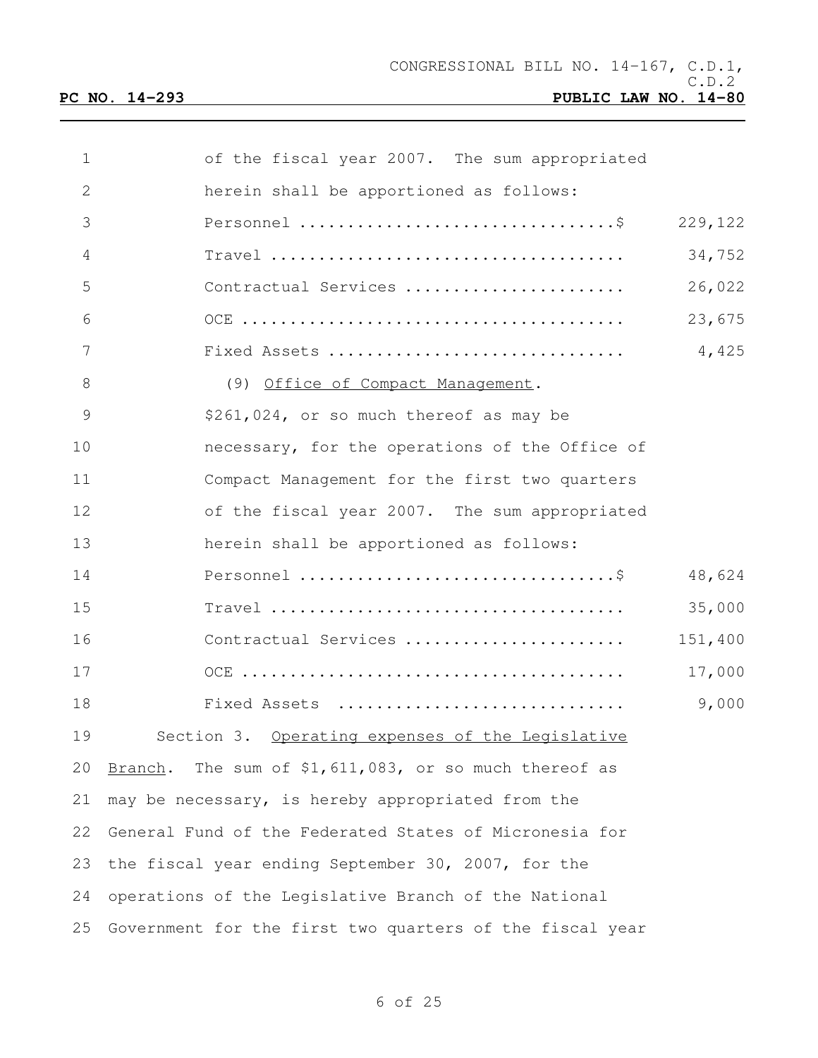of the fiscal year 2007. The sum appropriated herein shall be apportioned as follows:

| | |
|---|---|
| Personnel ................................$ | 229,122 |
| Travel .................................... | 34,752 |
| Contractual Services ...................... | 26,022 |
| OCE ....................................... | 23,675 |
| Fixed Assets .............................. | 4,425 |

(9) Office of Compact Management.

$261,024, or so much thereof as may be necessary, for the operations of the Office of Compact Management for the first two quarters of the fiscal year 2007. The sum appropriated herein shall be apportioned as follows:

| | |
|---|---|
| Personnel ................................$ | 48,624 |
| Travel .................................... | 35,000 |
| Contractual Services ...................... | 151,400 |
| OCE ....................................... | 17,000 |
| Fixed Assets ............................ | 9,000 |

Section 3. Operating expenses of the Legislative Branch. The sum of $1,611,083, or so much thereof as may be necessary, is hereby appropriated from the General Fund of the Federated States of Micronesia for the fiscal year ending September 30, 2007, for the operations of the Legislative Branch of the National Government for the first two quarters of the fiscal year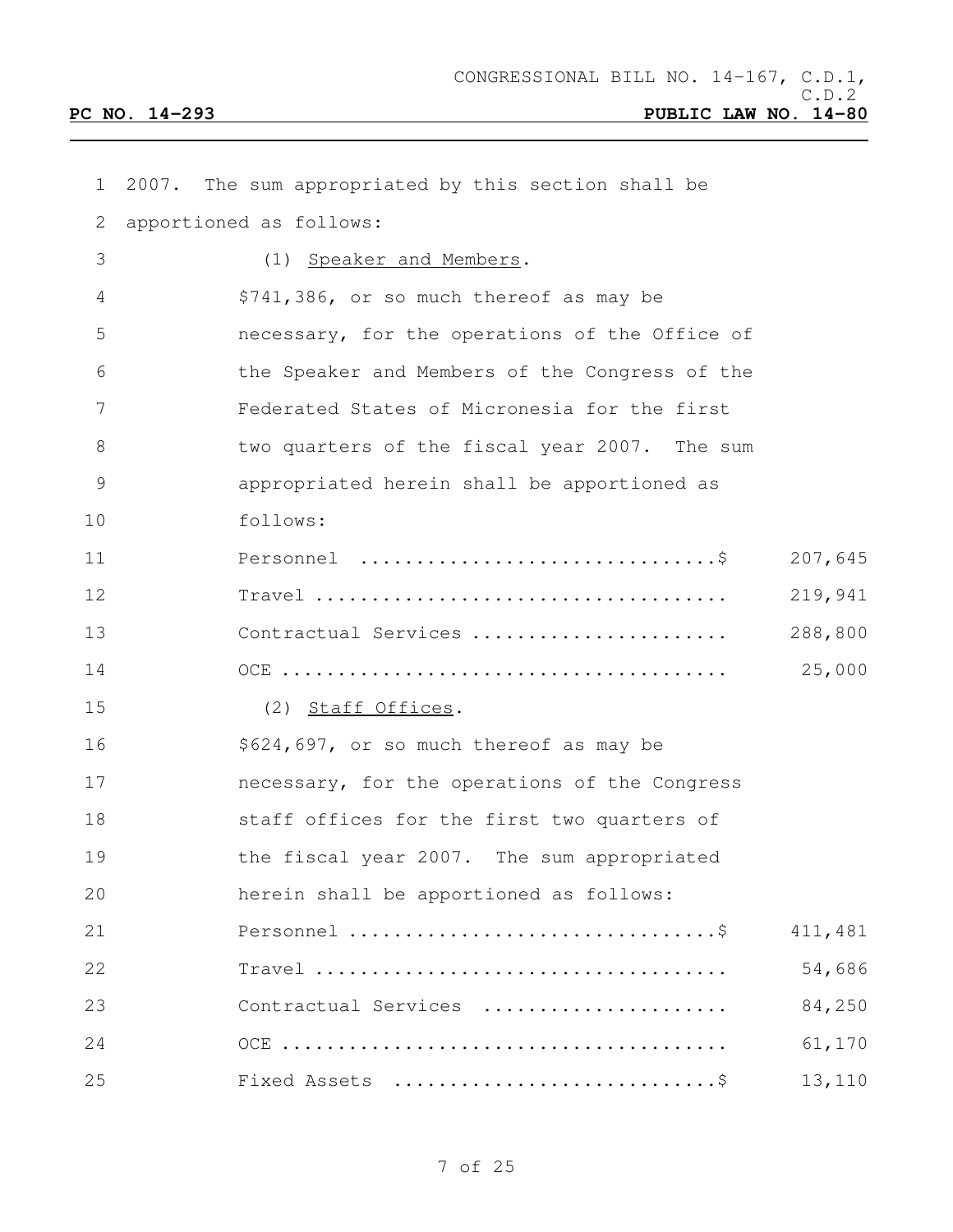2007. The sum appropriated by this section shall be apportioned as follows:

(1) Speaker and Members.

$741,386, or so much thereof as may be necessary, for the operations of the Office of the Speaker and Members of the Congress of the Federated States of Micronesia for the first two quarters of the fiscal year 2007. The sum appropriated herein shall be apportioned as follows:

| | |
|---|---|
| Personnel ..............................$ | 207,645 |
| Travel .................................... | 219,941 |
| Contractual Services ...................... | 288,800 |
| OCE ....................................... | 25,000 |

(2) Staff Offices.

$624,697, or so much thereof as may be necessary, for the operations of the Congress staff offices for the first two quarters of the fiscal year 2007. The sum appropriated herein shall be apportioned as follows:

| | |
|---|---|
| Personnel ...............................$ | 411,481 |
| Travel .................................... | 54,686 |
| Contractual Services ...................... | 84,250 |
| OCE ....................................... | 61,170 |
| Fixed Assets ............................$ | 13,110 |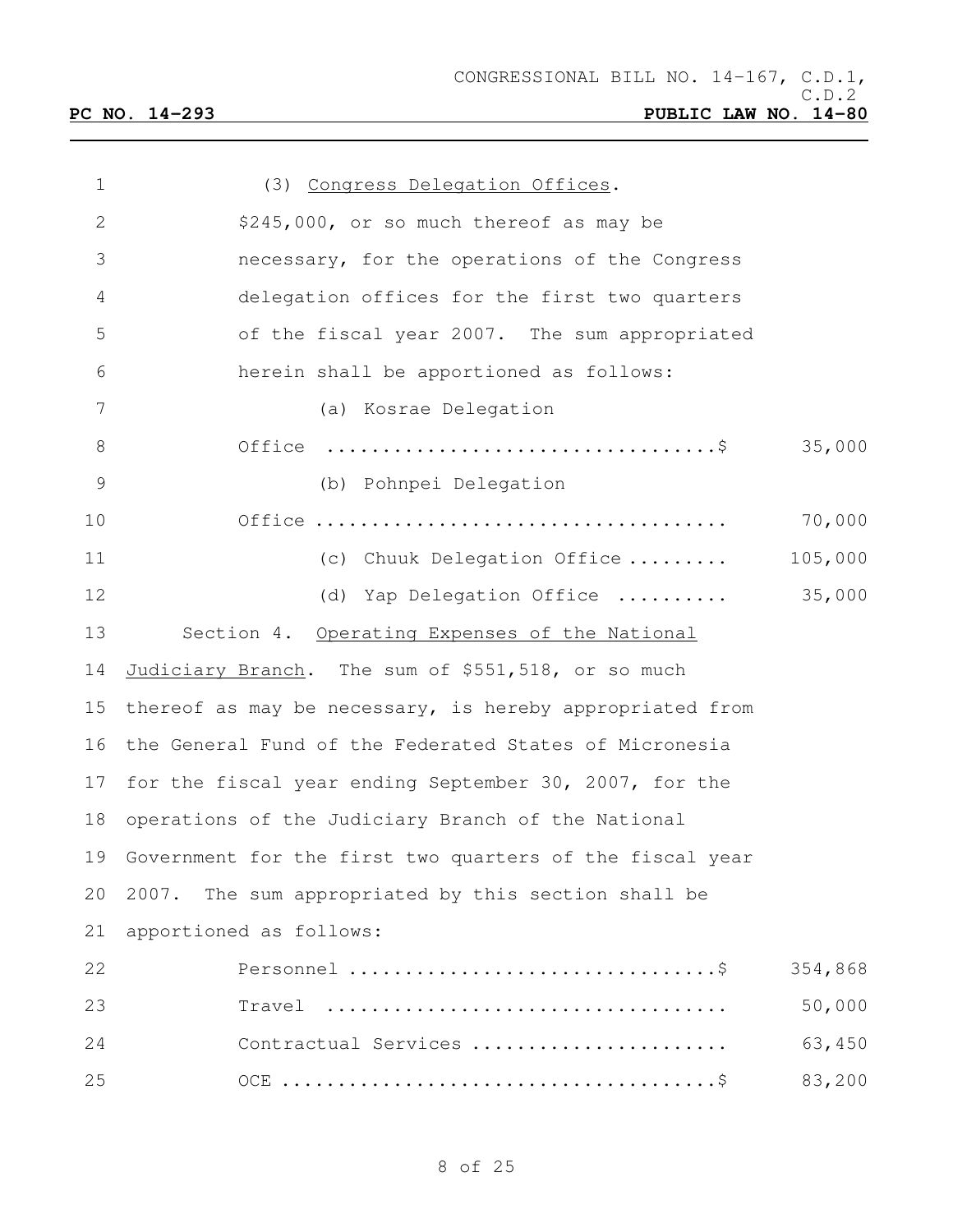(3) Congress Delegation Offices. $245,000, or so much thereof as may be necessary, for the operations of the Congress delegation offices for the first two quarters of the fiscal year 2007. The sum appropriated herein shall be apportioned as follows:

| | |
|---|---|
| (a) Kosrae Delegation Office ..................................$ | 35,000 |
| (b) Pohnpei Delegation Office .................................... | 70,000 |
| (c) Chuuk Delegation Office ......... | 105,000 |
| (d) Yap Delegation Office .......... | 35,000 |

Section 4. Operating Expenses of the National Judiciary Branch. The sum of $551,518, or so much thereof as may be necessary, is hereby appropriated from the General Fund of the Federated States of Micronesia for the fiscal year ending September 30, 2007, for the operations of the Judiciary Branch of the National Government for the first two quarters of the fiscal year 2007. The sum appropriated by this section shall be apportioned as follows:

| | |
|---|---|
| Personnel ................................$ | 354,868 |
| Travel .................................. | 50,000 |
| Contractual Services ...................... | 63,450 |
| OCE .....................................$ | 83,200 |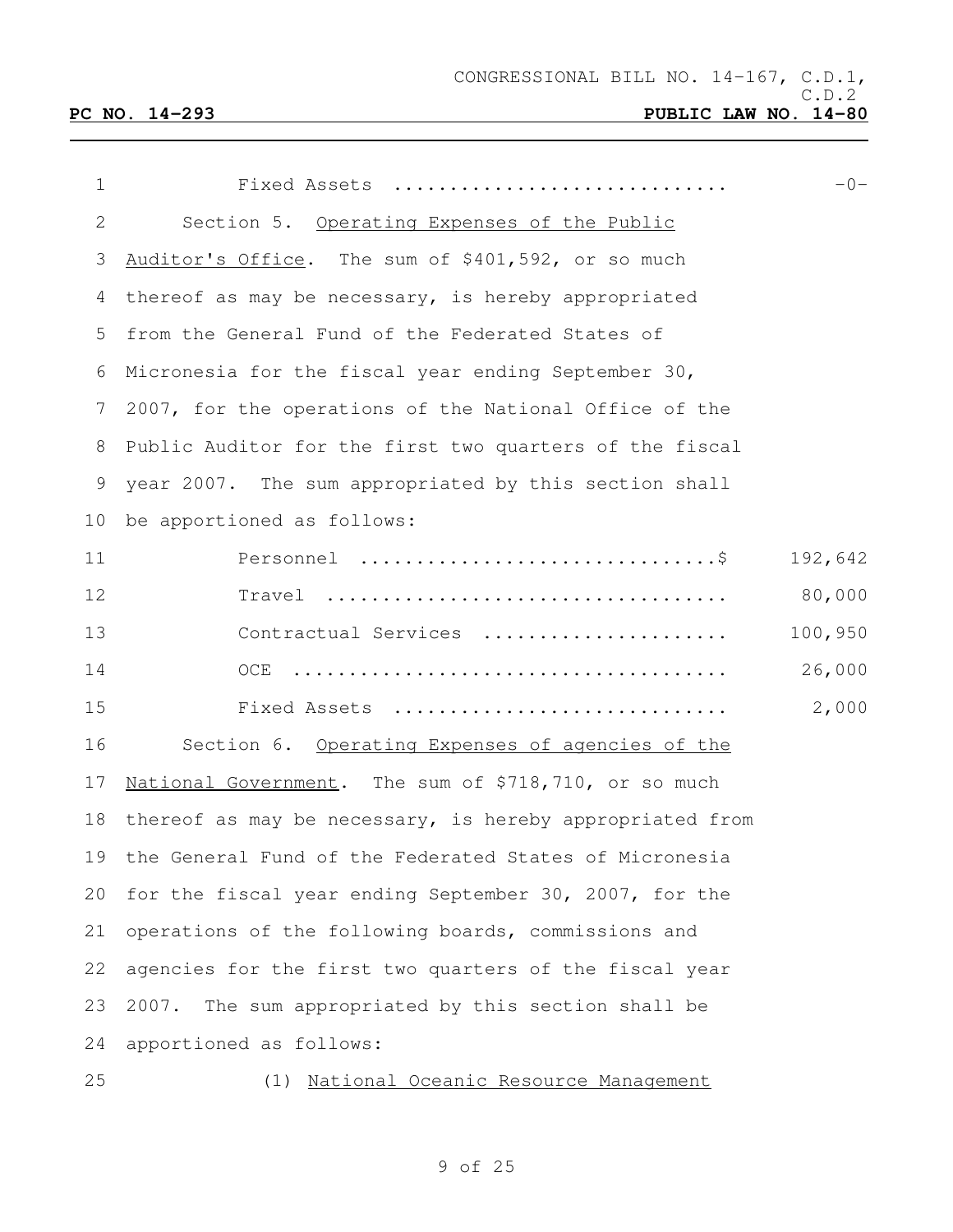Fixed Assets ............................. -0-

Section 5. Operating Expenses of the Public Auditor's Office. The sum of $401,592, or so much thereof as may be necessary, is hereby appropriated from the General Fund of the Federated States of Micronesia for the fiscal year ending September 30, 2007, for the operations of the National Office of the Public Auditor for the first two quarters of the fiscal year 2007. The sum appropriated by this section shall be apportioned as follows:

| | |
|---|---|
| Personnel ...............................$ | 192,642 |
| Travel ................................... | 80,000 |
| Contractual Services ..................... | 100,950 |
| OCE ...................................... | 26,000 |
| Fixed Assets ............................. | 2,000 |

Section 6. Operating Expenses of agencies of the National Government. The sum of $718,710, or so much thereof as may be necessary, is hereby appropriated from the General Fund of the Federated States of Micronesia for the fiscal year ending September 30, 2007, for the operations of the following boards, commissions and agencies for the first two quarters of the fiscal year 2007. The sum appropriated by this section shall be apportioned as follows:

(1) National Oceanic Resource Management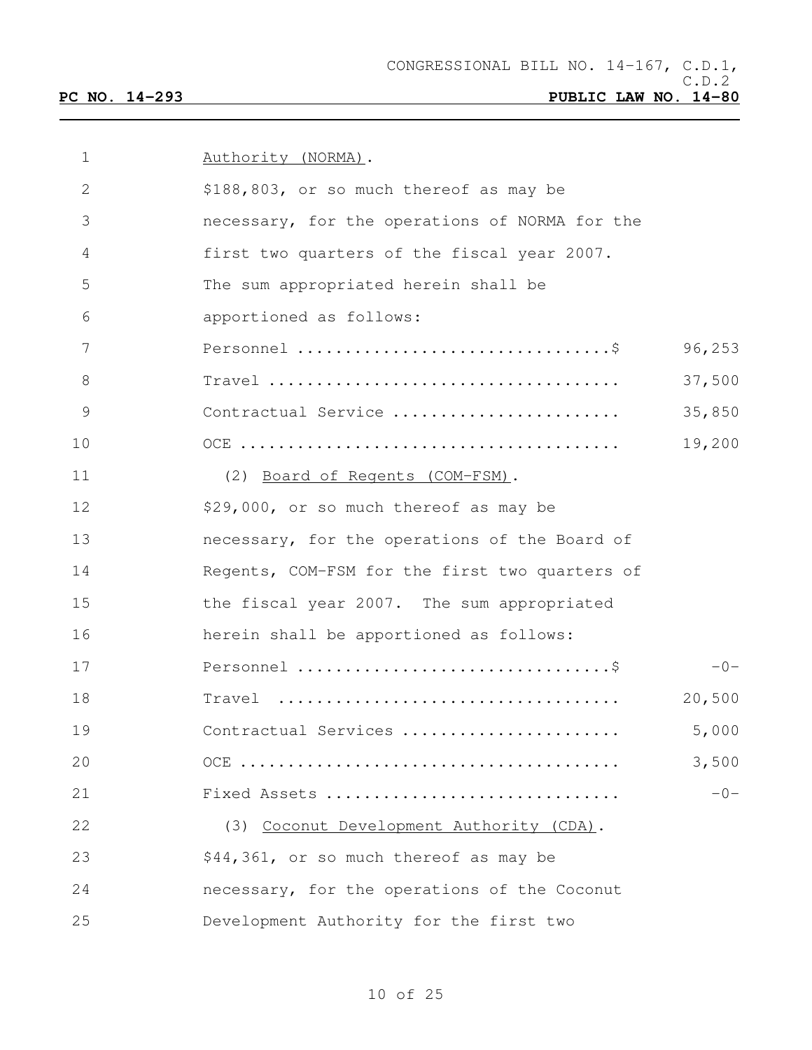Authority (NORMA).

$188,803, or so much thereof as may be necessary, for the operations of NORMA for the first two quarters of the fiscal year 2007. The sum appropriated herein shall be apportioned as follows:

| | |
|---|---|
| Personnel ................................$ | 96,253 |
| Travel .................................... | 37,500 |
| Contractual Service ....................... | 35,850 |
| OCE ....................................... | 19,200 |

(2) Board of Regents (COM-FSM).

$29,000, or so much thereof as may be necessary, for the operations of the Board of Regents, COM-FSM for the first two quarters of the fiscal year 2007. The sum appropriated herein shall be apportioned as follows:

| | |
|---|---|
| Personnel ................................$ | -0- |
| Travel .................................... | 20,500 |
| Contractual Services ...................... | 5,000 |
| OCE ....................................... | 3,500 |
| Fixed Assets .............................. | -0- |

(3) Coconut Development Authority (CDA).

$44,361, or so much thereof as may be necessary, for the operations of the Coconut Development Authority for the first two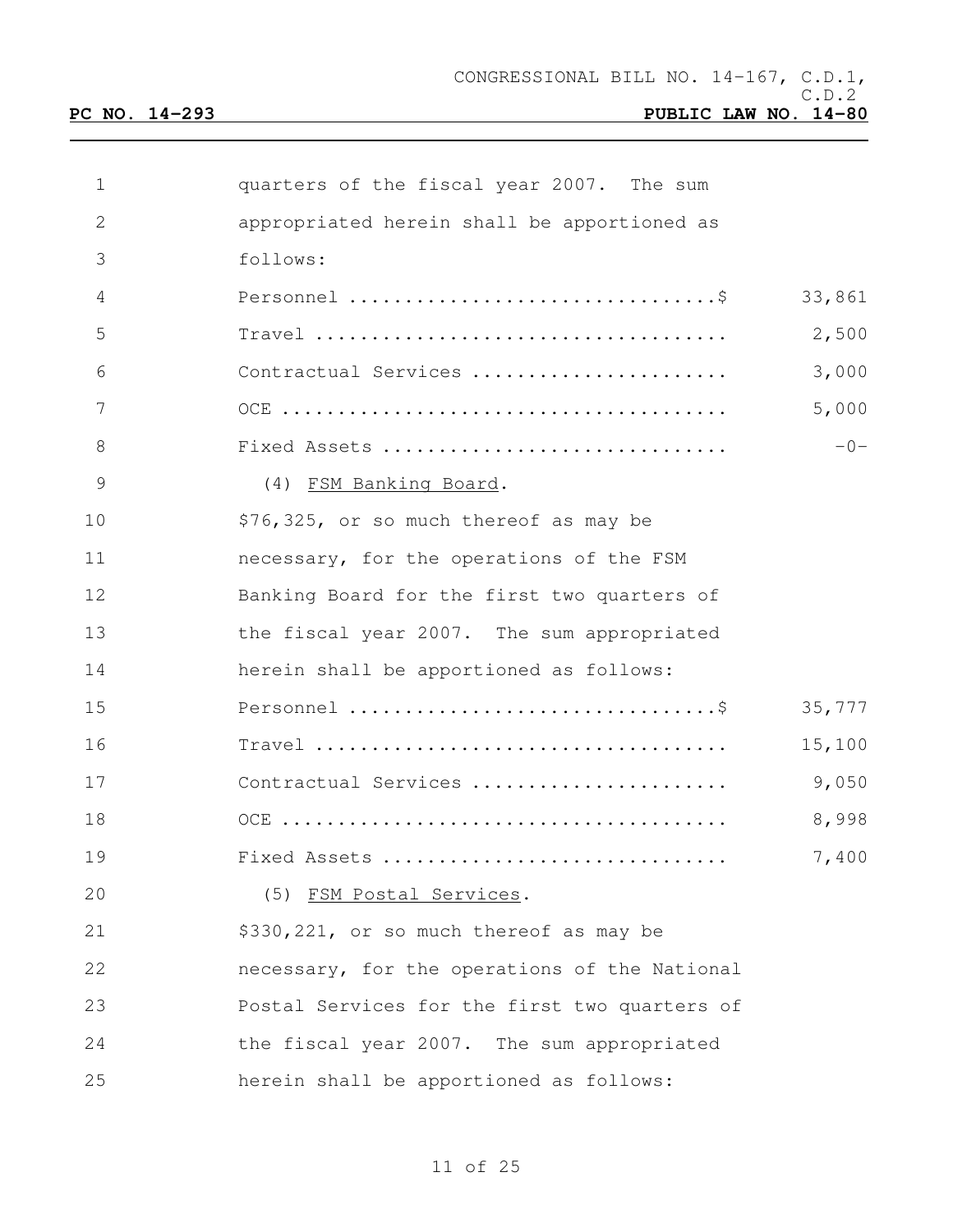quarters of the fiscal year 2007. The sum appropriated herein shall be apportioned as follows:

| | |
|---|---|
| Personnel ................................$ | 33,861 |
| Travel .................................... | 2,500 |
| Contractual Services ...................... | 3,000 |
| OCE ....................................... | 5,000 |
| Fixed Assets .............................. | -0- |

(4) FSM Banking Board.

$76,325, or so much thereof as may be necessary, for the operations of the FSM Banking Board for the first two quarters of the fiscal year 2007. The sum appropriated herein shall be apportioned as follows:

| | |
|---|---|
| Personnel ................................$ | 35,777 |
| Travel .................................... | 15,100 |
| Contractual Services ...................... | 9,050 |
| OCE ....................................... | 8,998 |
| Fixed Assets .............................. | 7,400 |

(5) FSM Postal Services.

$330,221, or so much thereof as may be necessary, for the operations of the National Postal Services for the first two quarters of the fiscal year 2007. The sum appropriated herein shall be apportioned as follows: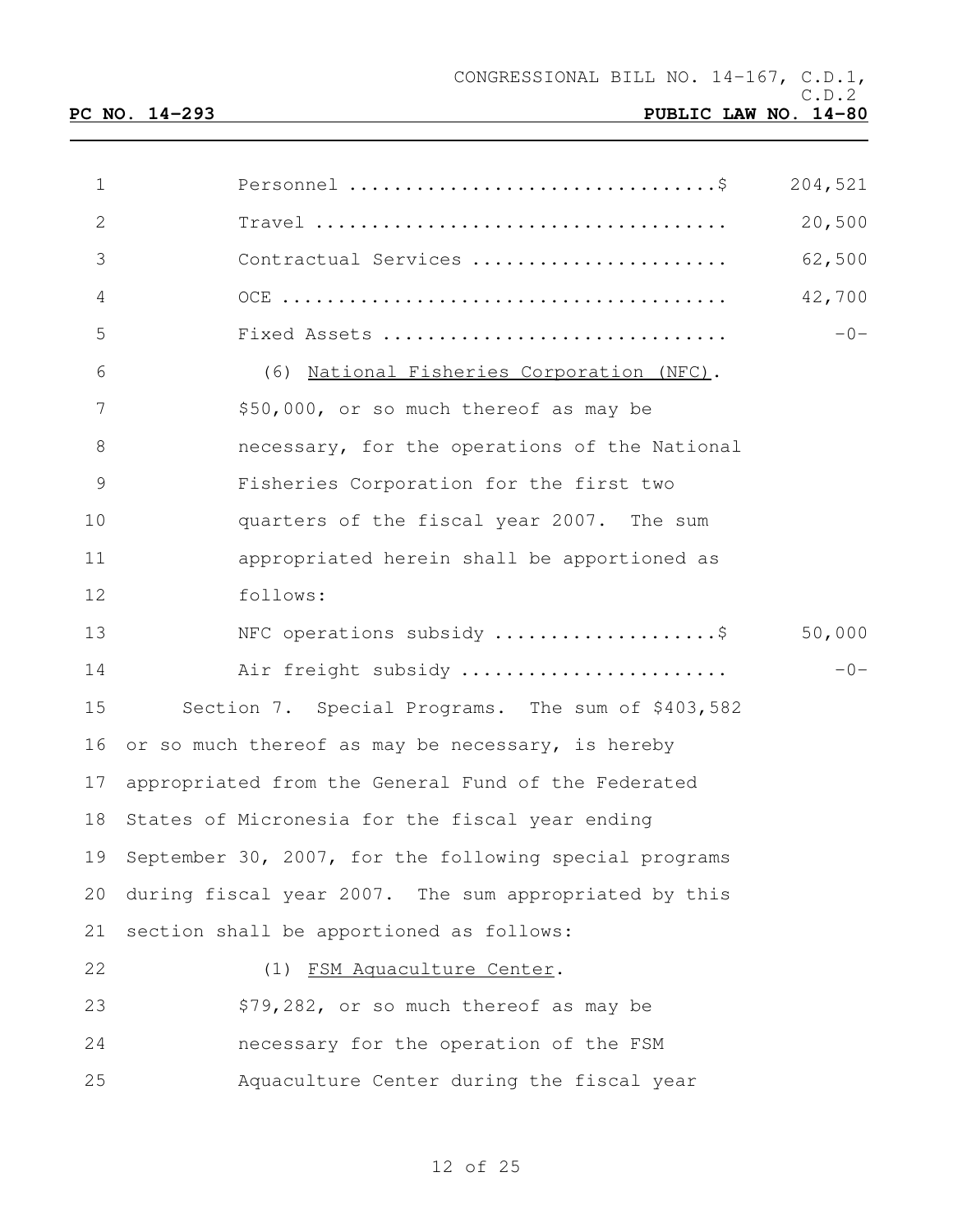| | |
|---|---|
| Personnel ................................$ | 204,521 |
| Travel .................................... | 20,500 |
| Contractual Services ...................... | 62,500 |
| OCE ....................................... | 42,700 |
| Fixed Assets .............................. | -0- |

(6) National Fisheries Corporation (NFC). $50,000, or so much thereof as may be necessary, for the operations of the National Fisheries Corporation for the first two quarters of the fiscal year 2007. The sum appropriated herein shall be apportioned as follows:

| | |
|---|---|
| NFC operations subsidy ...................$ | 50,000 |
| Air freight subsidy ....................... | -0- |

Section 7. Special Programs. The sum of $403,582 or so much thereof as may be necessary, is hereby appropriated from the General Fund of the Federated States of Micronesia for the fiscal year ending September 30, 2007, for the following special programs during fiscal year 2007. The sum appropriated by this section shall be apportioned as follows:

(1) FSM Aquaculture Center. $79,282, or so much thereof as may be necessary for the operation of the FSM Aquaculture Center during the fiscal year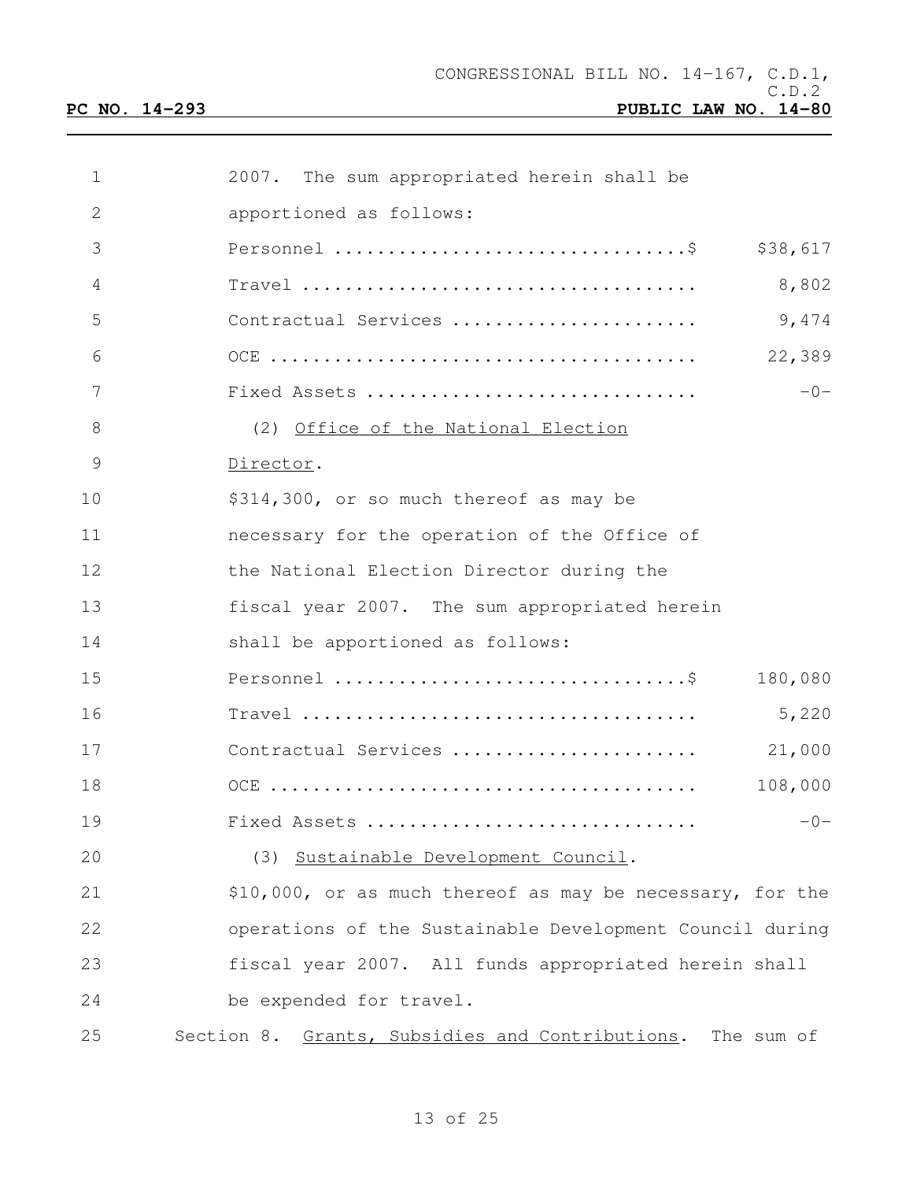2007. The sum appropriated herein shall be apportioned as follows:

| | |
|---|---|
| Personnel ................................$ | $38,617 |
| Travel .................................... | 8,802 |
| Contractual Services ...................... | 9,474 |
| OCE ....................................... | 22,389 |
| Fixed Assets .............................. | -0- |

(2) <u>Office of the National Election Director</u>.

$314,300, or so much thereof as may be necessary for the operation of the Office of the National Election Director during the fiscal year 2007. The sum appropriated herein shall be apportioned as follows:

| | |
|---|---|
| Personnel ................................$ | 180,080 |
| Travel .................................... | 5,220 |
| Contractual Services ...................... | 21,000 |
| OCE ....................................... | 108,000 |
| Fixed Assets .............................. | -0- |

(3) <u>Sustainable Development Council</u>.

$10,000, or as much thereof as may be necessary, for the operations of the Sustainable Development Council during fiscal year 2007. All funds appropriated herein shall be expended for travel.

Section 8. <u>Grants, Subsidies and Contributions</u>. The sum of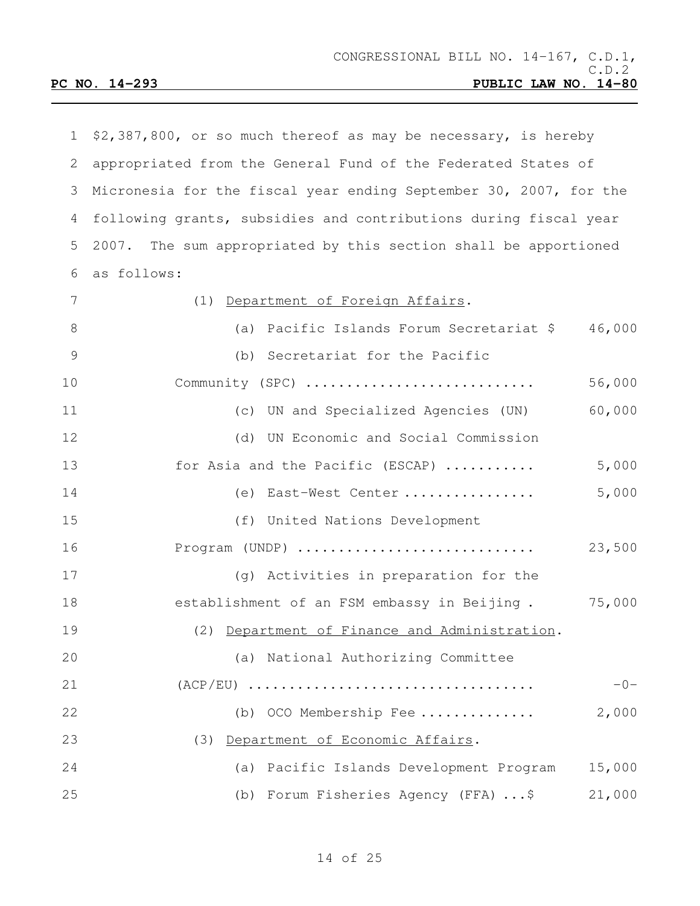$2,387,800, or so much thereof as may be necessary, is hereby appropriated from the General Fund of the Federated States of Micronesia for the fiscal year ending September 30, 2007, for the following grants, subsidies and contributions during fiscal year 2007. The sum appropriated by this section shall be apportioned as follows:

(1) Department of Foreign Affairs.

(a) Pacific Islands Forum Secretariat $ 46,000

(b) Secretariat for the Pacific Community (SPC) ........................... 56,000

(c) UN and Specialized Agencies (UN) 60,000

(d) UN Economic and Social Commission for Asia and the Pacific (ESCAP) ........... 5,000

(e) East-West Center ................ 5,000

(f) United Nations Development Program (UNDP) ............................ 23,500

(g) Activities in preparation for the establishment of an FSM embassy in Beijing . 75,000

(2) Department of Finance and Administration.

(a) National Authorizing Committee (ACP/EU) .................................. -0-

(b) OCO Membership Fee ............. 2,000

(3) Department of Economic Affairs.

(a) Pacific Islands Development Program 15,000

(b) Forum Fisheries Agency (FFA) ...$ 21,000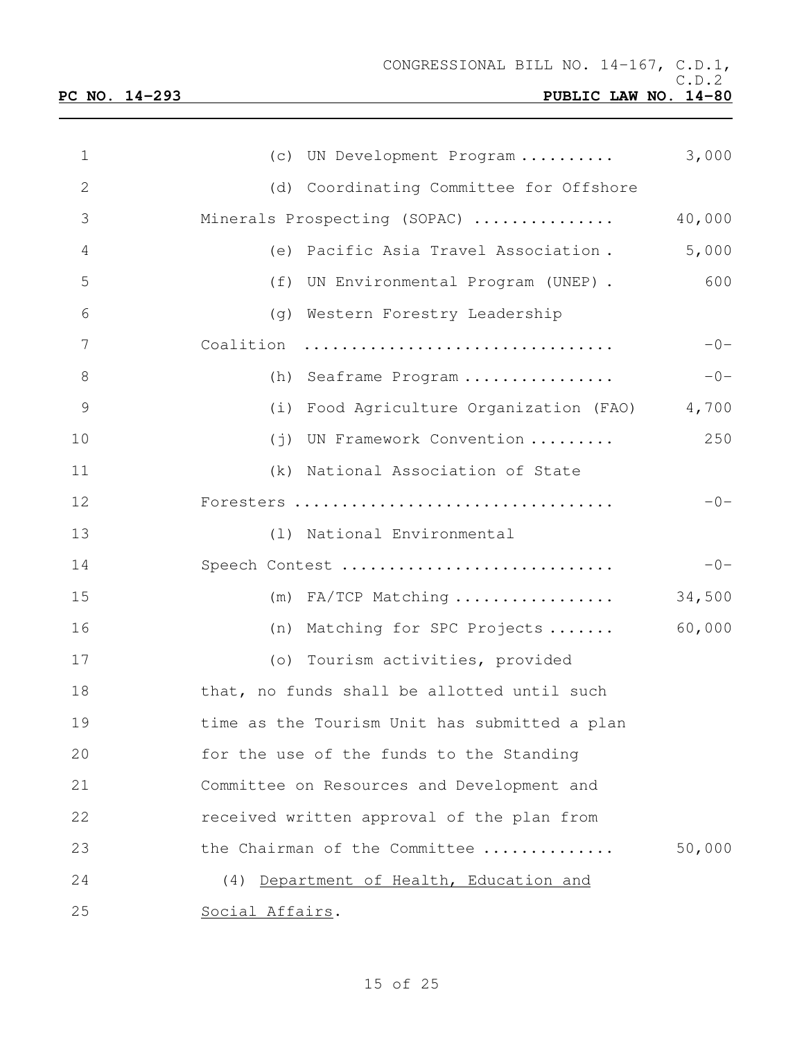(c) UN Development Program .......... 3,000

(d) Coordinating Committee for Offshore Minerals Prospecting (SOPAC) ............... 40,000

(e) Pacific Asia Travel Association . 5,000

(f) UN Environmental Program (UNEP) . 600

(g) Western Forestry Leadership Coalition ................................ -0-

(h) Seaframe Program ................ -0-

(i) Food Agriculture Organization (FAO) 4,700

(j) UN Framework Convention ......... 250

(k) National Association of State Foresters ................................. -0-

(l) National Environmental Speech Contest ............................ -0-

(m) FA/TCP Matching ................. 34,500

(n) Matching for SPC Projects ....... 60,000

(o) Tourism activities, provided that, no funds shall be allotted until such time as the Tourism Unit has submitted a plan for the use of the funds to the Standing Committee on Resources and Development and received written approval of the plan from the Chairman of the Committee ............. 50,000

(4) Department of Health, Education and Social Affairs.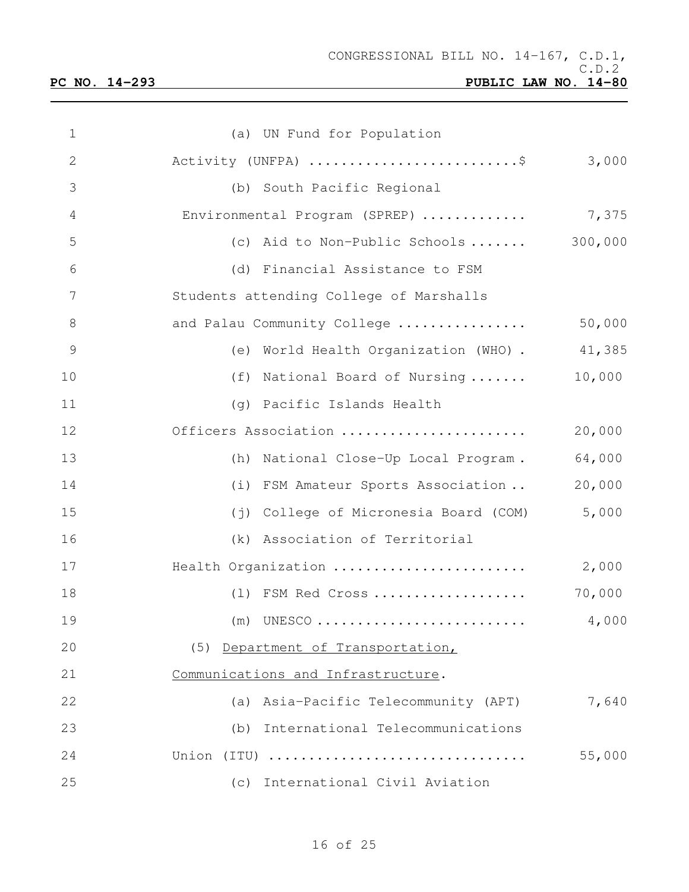(a) UN Fund for Population Activity (UNFPA) ..........................$ 3,000

(b) South Pacific Regional Environmental Program (SPREP) ............. 7,375

(c) Aid to Non-Public Schools ....... 300,000

(d) Financial Assistance to FSM Students attending College of Marshalls and Palau Community College ................ 50,000

(e) World Health Organization (WHO) . 41,385

(f) National Board of Nursing ....... 10,000

(g) Pacific Islands Health Officers Association ....................... 20,000

(h) National Close-Up Local Program . 64,000

(i) FSM Amateur Sports Association .. 20,000

(j) College of Micronesia Board (COM) 5,000

(k) Association of Territorial Health Organization ........................ 2,000

(l) FSM Red Cross ................... 70,000

(m) UNESCO .......................... 4,000

(5) <u>Department of Transportation, Communications and Infrastructure</u>.

(a) Asia-Pacific Telecommunity (APT) 7,640

(b) International Telecommunications Union (ITU) ............................... 55,000

(c) International Civil Aviation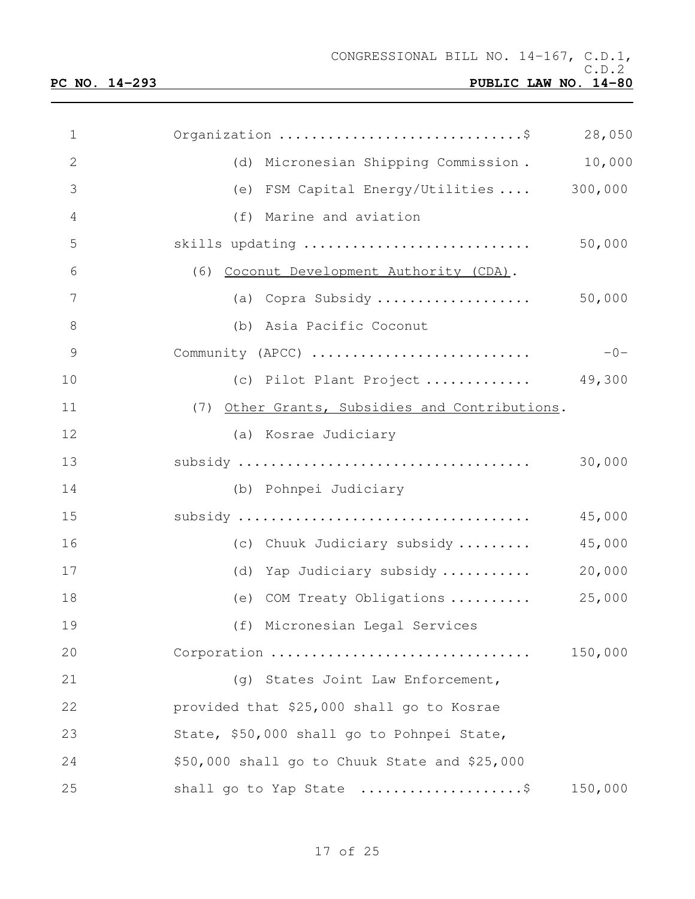Organization ..............................$ 28,050

(d) Micronesian Shipping Commission . 10,000

(e) FSM Capital Energy/Utilities .... 300,000

(f) Marine and aviation skills updating ........................... 50,000

(6) Coconut Development Authority (CDA).

(a) Copra Subsidy .................. 50,000

(b) Asia Pacific Coconut Community (APCC) .......................... -0-

(c) Pilot Plant Project ............ 49,300

(7) Other Grants, Subsidies and Contributions.

(a) Kosrae Judiciary subsidy .................................. 30,000

(b) Pohnpei Judiciary subsidy .................................. 45,000

(c) Chuuk Judiciary subsidy ......... 45,000

(d) Yap Judiciary subsidy ........... 20,000

(e) COM Treaty Obligations .......... 25,000

(f) Micronesian Legal Services Corporation ............................... 150,000

(g) States Joint Law Enforcement, provided that $25,000 shall go to Kosrae State, $50,000 shall go to Pohnpei State, $50,000 shall go to Chuuk State and $25,000 shall go to Yap State ....................$ 150,000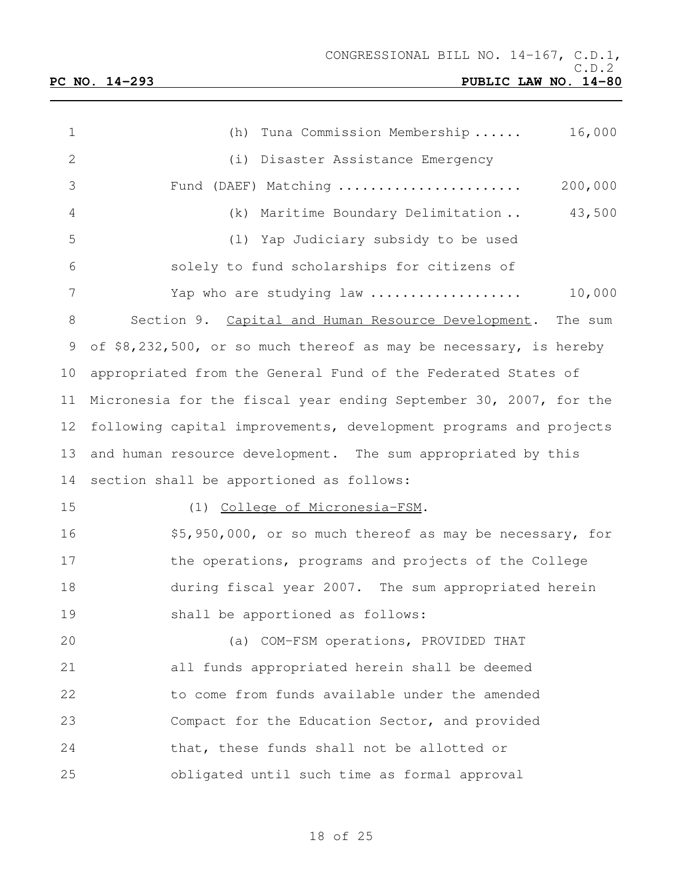(h) Tuna Commission Membership ...... 16,000

(i) Disaster Assistance Emergency Fund (DAEF) Matching ...................... 200,000

(k) Maritime Boundary Delimitation .. 43,500

(l) Yap Judiciary subsidy to be used solely to fund scholarships for citizens of Yap who are studying law .................. 10,000

Section 9. Capital and Human Resource Development. The sum of $8,232,500, or so much thereof as may be necessary, is hereby appropriated from the General Fund of the Federated States of Micronesia for the fiscal year ending September 30, 2007, for the following capital improvements, development programs and projects and human resource development. The sum appropriated by this section shall be apportioned as follows:

(1) College of Micronesia-FSM.

$5,950,000, or so much thereof as may be necessary, for the operations, programs and projects of the College during fiscal year 2007. The sum appropriated herein shall be apportioned as follows:

(a) COM-FSM operations, PROVIDED THAT all funds appropriated herein shall be deemed to come from funds available under the amended Compact for the Education Sector, and provided that, these funds shall not be allotted or obligated until such time as formal approval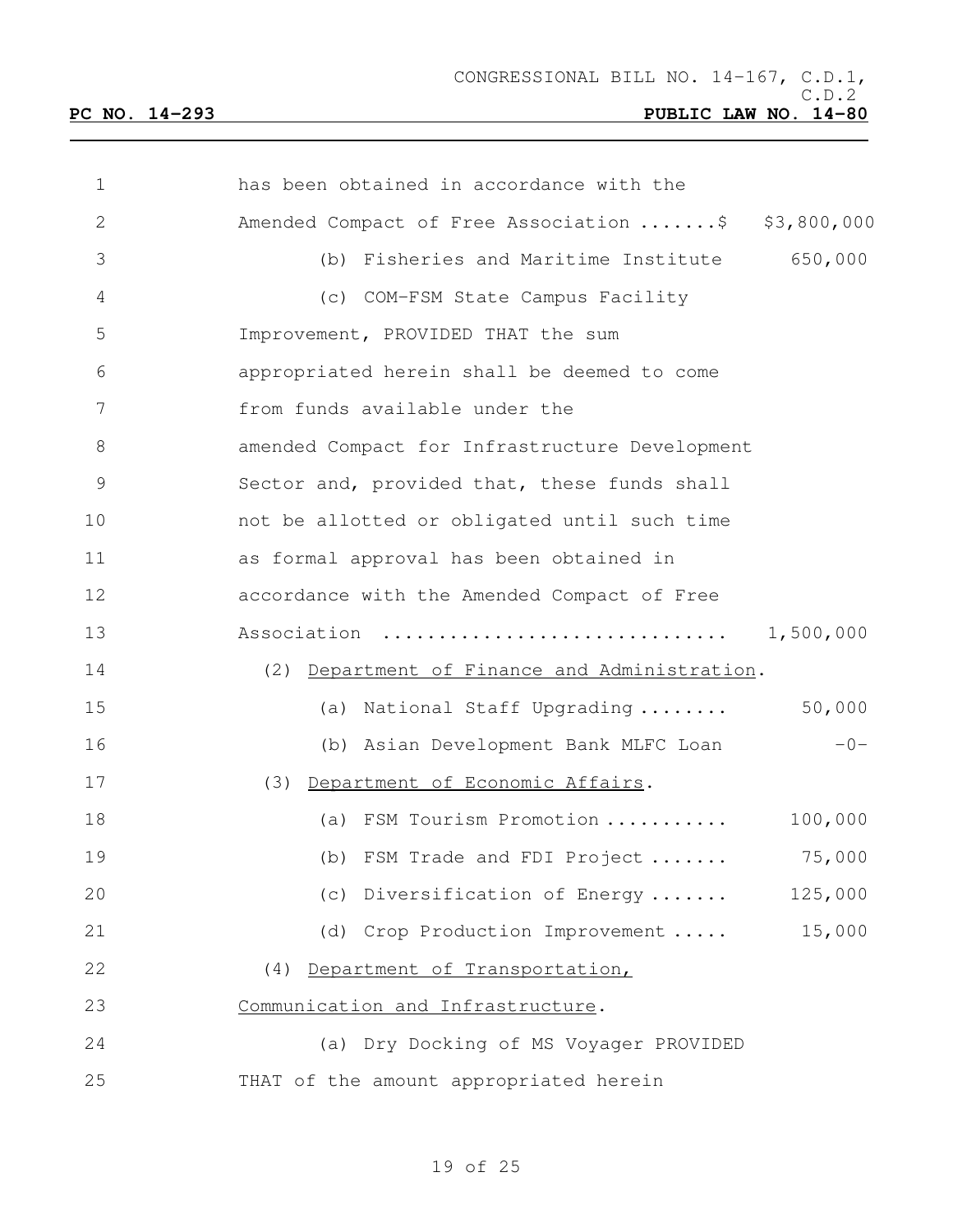has been obtained in accordance with the Amended Compact of Free Association .......$ $3,800,000

(b) Fisheries and Maritime Institute 650,000

(c) COM-FSM State Campus Facility Improvement, PROVIDED THAT the sum appropriated herein shall be deemed to come from funds available under the amended Compact for Infrastructure Development Sector and, provided that, these funds shall not be allotted or obligated until such time as formal approval has been obtained in accordance with the Amended Compact of Free Association .............................. 1,500,000

(2) <u>Department of Finance and Administration</u>.

(a) National Staff Upgrading ........ 50,000

(b) Asian Development Bank MLFC Loan -0-

(3) <u>Department of Economic Affairs</u>.

(a) FSM Tourism Promotion ........... 100,000

(b) FSM Trade and FDI Project ....... 75,000

(c) Diversification of Energy ....... 125,000

(d) Crop Production Improvement ..... 15,000

(4) <u>Department of Transportation, Communication and Infrastructure</u>.

(a) Dry Docking of MS Voyager PROVIDED THAT of the amount appropriated herein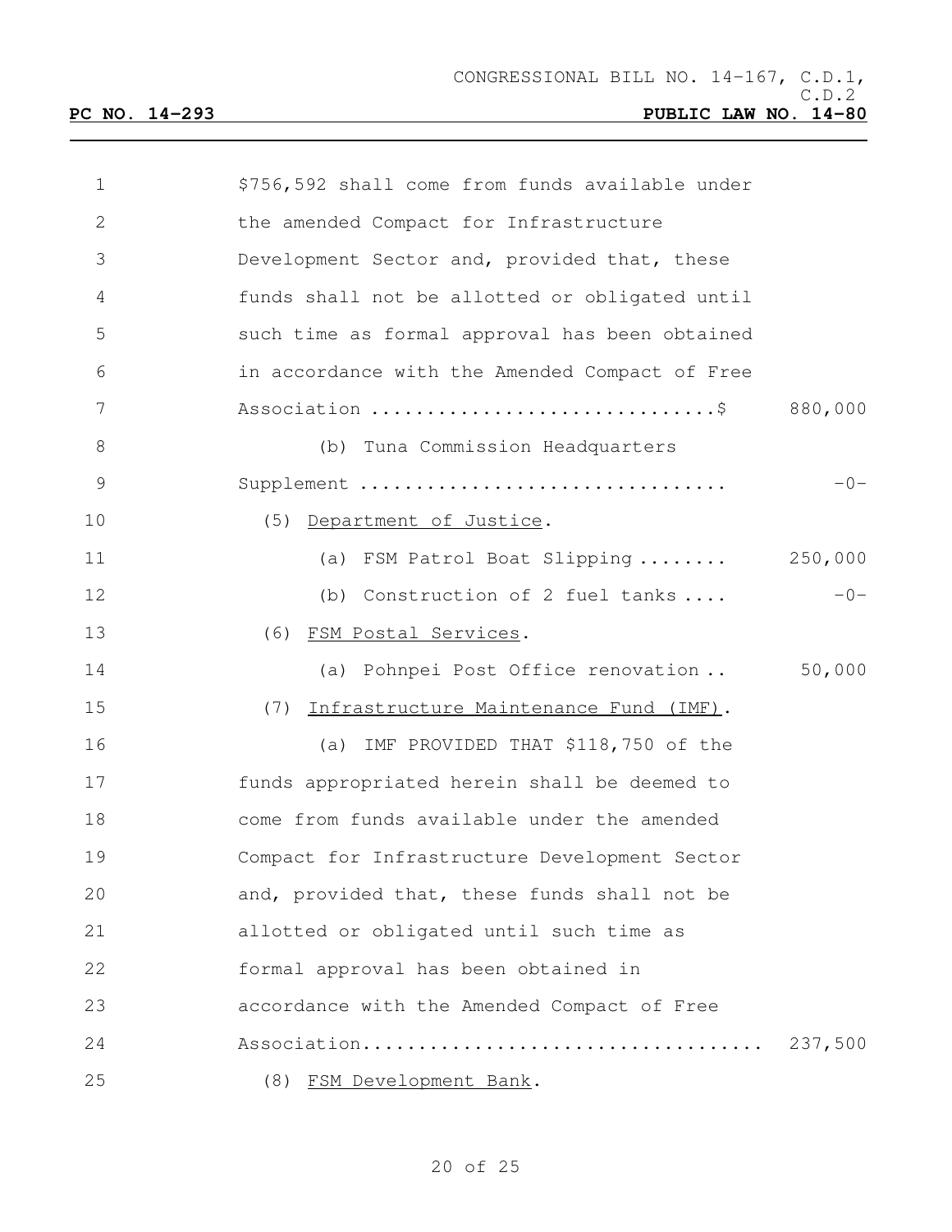$756,592 shall come from funds available under the amended Compact for Infrastructure Development Sector and, provided that, these funds shall not be allotted or obligated until such time as formal approval has been obtained in accordance with the Amended Compact of Free Association ..............................$ 880,000

(b) Tuna Commission Headquarters Supplement ................................ -0-

(5) Department of Justice.

(a) FSM Patrol Boat Slipping ........ 250,000

(b) Construction of 2 fuel tanks .... -0-

(6) FSM Postal Services.

(a) Pohnpei Post Office renovation .. 50,000

(7) Infrastructure Maintenance Fund (IMF).

(a) IMF PROVIDED THAT $118,750 of the funds appropriated herein shall be deemed to come from funds available under the amended Compact for Infrastructure Development Sector and, provided that, these funds shall not be allotted or obligated until such time as formal approval has been obtained in accordance with the Amended Compact of Free Association.................................. 237,500

(8) FSM Development Bank.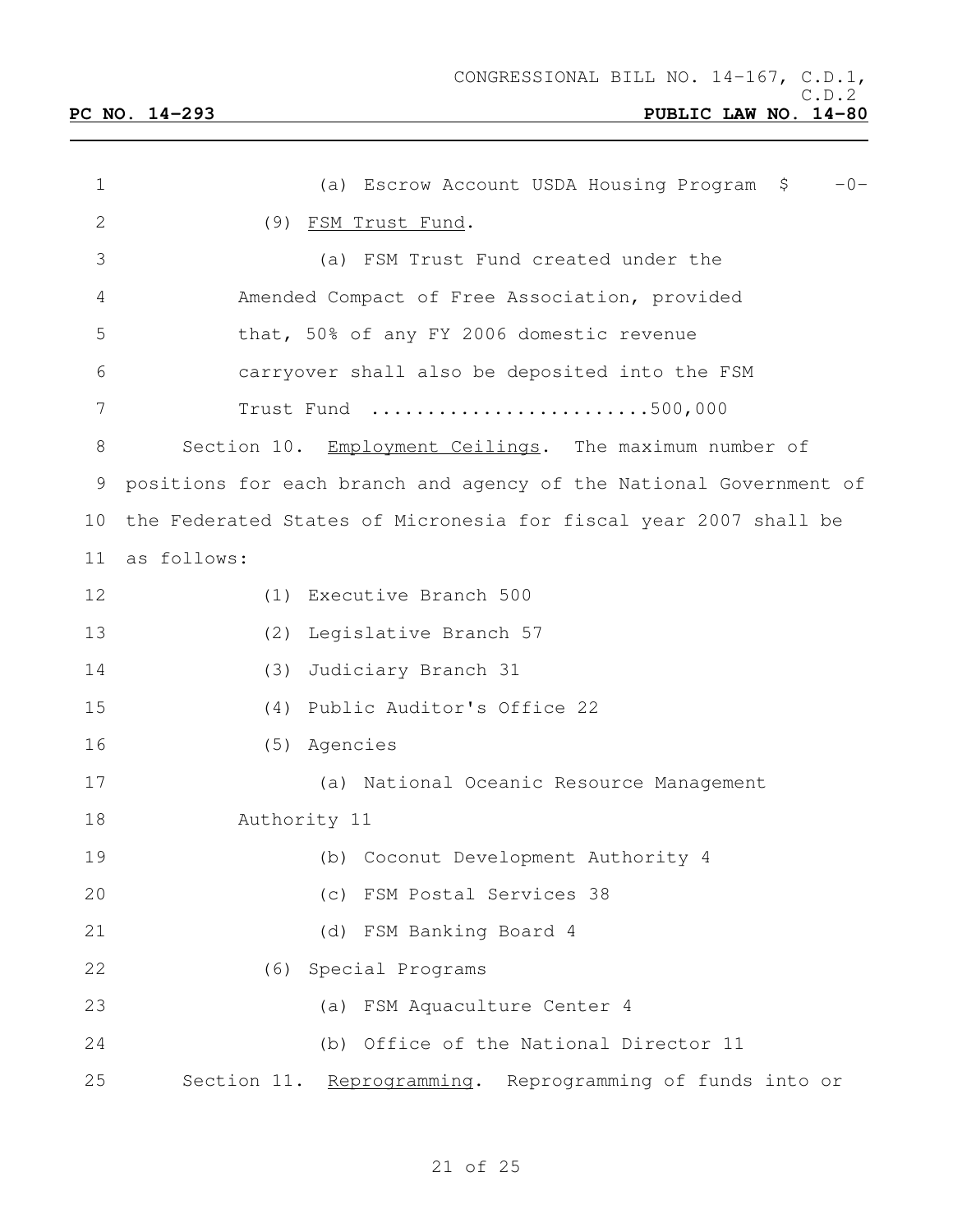(a) Escrow Account USDA Housing Program $ -0-

(9) FSM Trust Fund.

(a) FSM Trust Fund created under the Amended Compact of Free Association, provided that, 50% of any FY 2006 domestic revenue carryover shall also be deposited into the FSM Trust Fund .........................500,000

Section 10. Employment Ceilings. The maximum number of positions for each branch and agency of the National Government of the Federated States of Micronesia for fiscal year 2007 shall be as follows:

(1) Executive Branch 500

(2) Legislative Branch 57

(3) Judiciary Branch 31

(4) Public Auditor's Office 22

(5) Agencies

(a) National Oceanic Resource Management Authority 11

(b) Coconut Development Authority 4

(c) FSM Postal Services 38

(d) FSM Banking Board 4

(6) Special Programs

(a) FSM Aquaculture Center 4

(b) Office of the National Director 11

Section 11. Reprogramming. Reprogramming of funds into or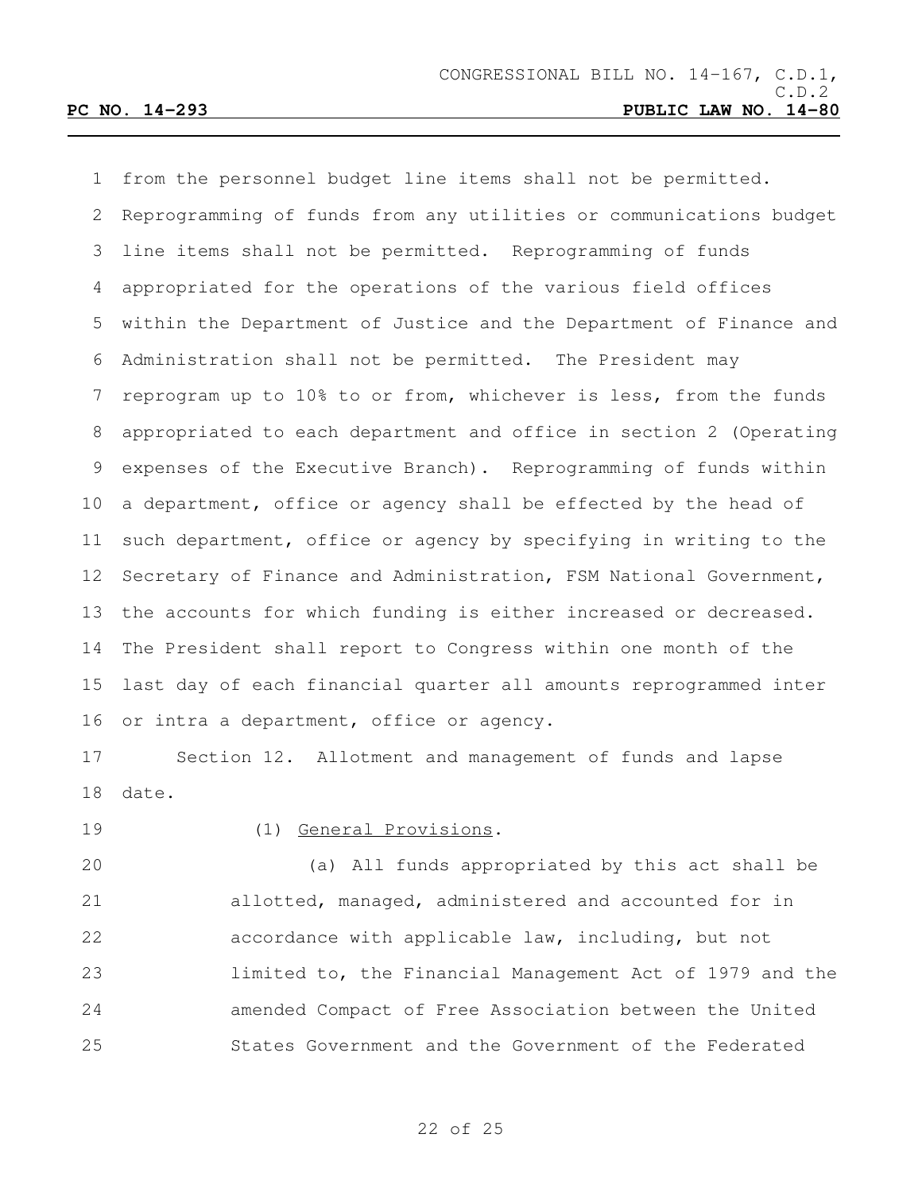from the personnel budget line items shall not be permitted. Reprogramming of funds from any utilities or communications budget line items shall not be permitted. Reprogramming of funds appropriated for the operations of the various field offices within the Department of Justice and the Department of Finance and Administration shall not be permitted. The President may reprogram up to 10% to or from, whichever is less, from the funds appropriated to each department and office in section 2 (Operating expenses of the Executive Branch). Reprogramming of funds within a department, office or agency shall be effected by the head of such department, office or agency by specifying in writing to the Secretary of Finance and Administration, FSM National Government, the accounts for which funding is either increased or decreased. The President shall report to Congress within one month of the last day of each financial quarter all amounts reprogrammed inter or intra a department, office or agency.

Section 12. Allotment and management of funds and lapse date.

(1) General Provisions.

(a) All funds appropriated by this act shall be allotted, managed, administered and accounted for in accordance with applicable law, including, but not limited to, the Financial Management Act of 1979 and the amended Compact of Free Association between the United States Government and the Government of the Federated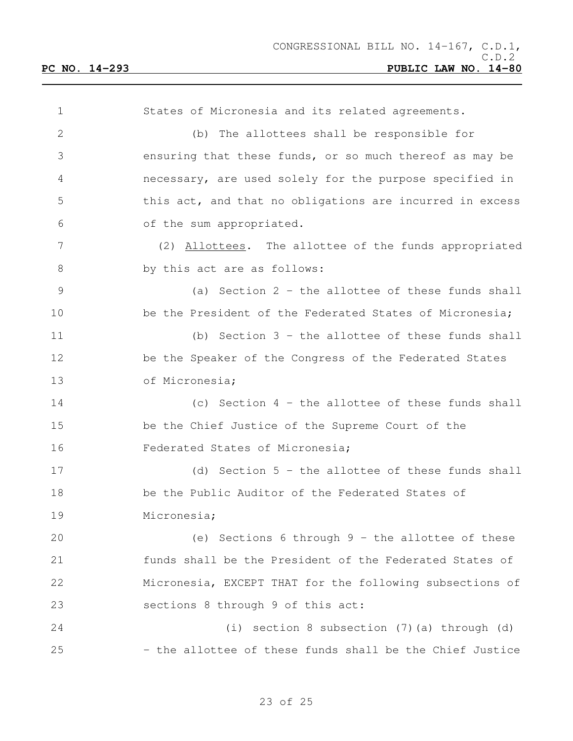States of Micronesia and its related agreements.

(b) The allottees shall be responsible for ensuring that these funds, or so much thereof as may be necessary, are used solely for the purpose specified in this act, and that no obligations are incurred in excess of the sum appropriated.

(2) Allottees. The allottee of the funds appropriated by this act are as follows:

(a) Section 2 – the allottee of these funds shall be the President of the Federated States of Micronesia;

(b) Section 3 – the allottee of these funds shall be the Speaker of the Congress of the Federated States of Micronesia;

(c) Section 4 – the allottee of these funds shall be the Chief Justice of the Supreme Court of the Federated States of Micronesia;

(d) Section 5 – the allottee of these funds shall be the Public Auditor of the Federated States of Micronesia;

(e) Sections 6 through 9 – the allottee of these funds shall be the President of the Federated States of Micronesia, EXCEPT THAT for the following subsections of sections 8 through 9 of this act:

(i) section 8 subsection (7)(a) through (d) – the allottee of these funds shall be the Chief Justice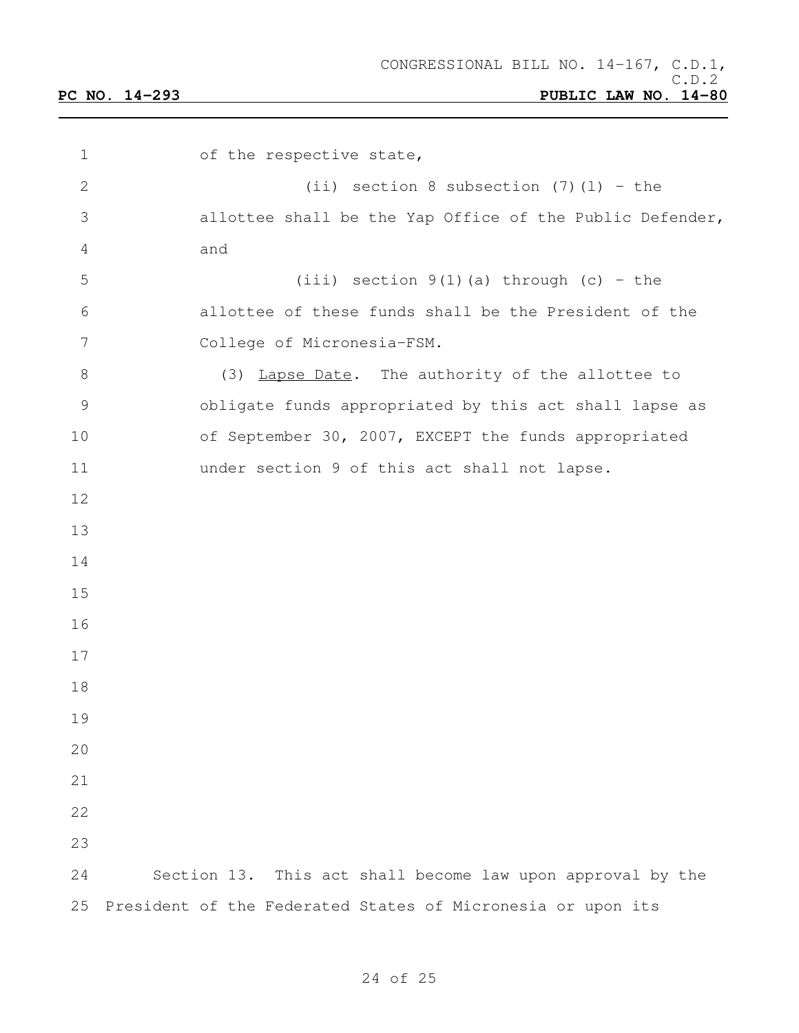of the respective state,

(ii) section 8 subsection (7)(l) - the allottee shall be the Yap Office of the Public Defender, and

(iii) section 9(1)(a) through (c) - the allottee of these funds shall be the President of the College of Micronesia-FSM.

(3) Lapse Date. The authority of the allottee to obligate funds appropriated by this act shall lapse as of September 30, 2007, EXCEPT the funds appropriated under section 9 of this act shall not lapse.

Section 13. This act shall become law upon approval by the President of the Federated States of Micronesia or upon its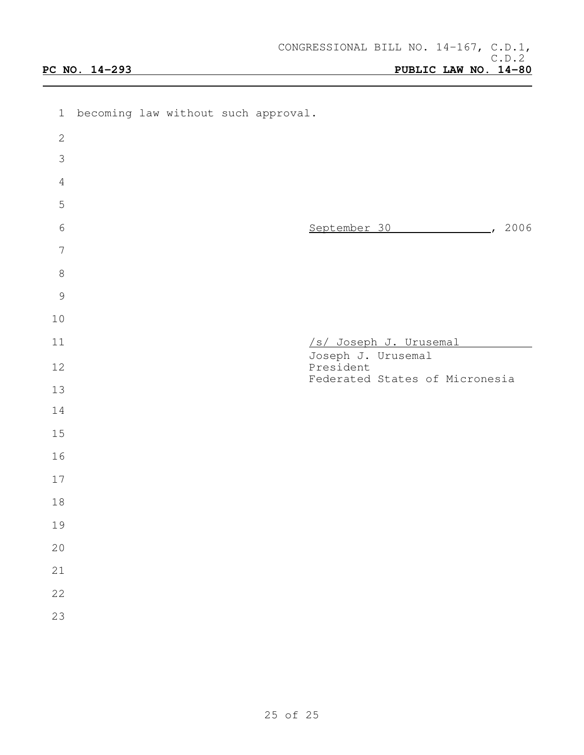becoming law without such approval.

September 30, 2006

/s/ Joseph J. Urusemal
Joseph J. Urusemal
President
Federated States of Micronesia